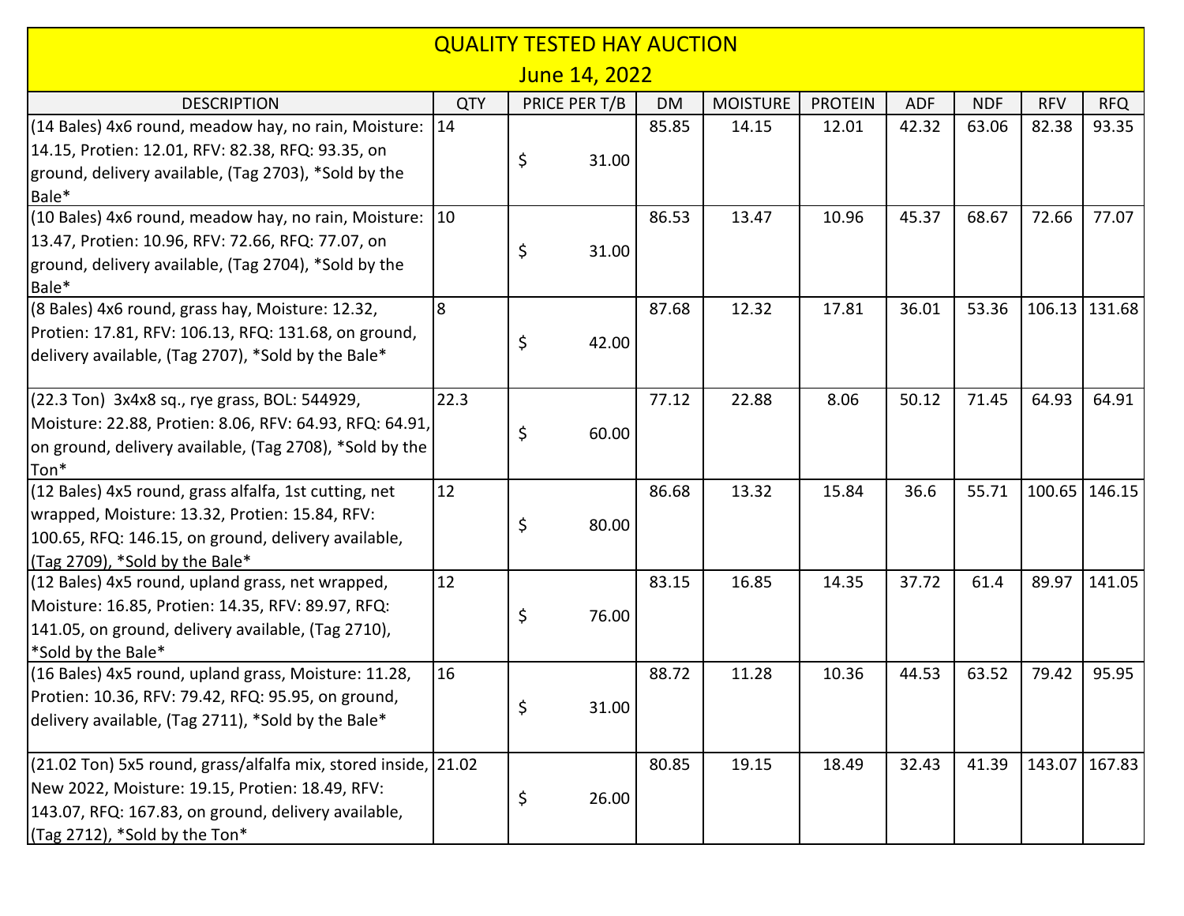# QUALITY TESTED HAY AUCTION

## June 14, 2022

| DESCRIPTION | QTY | PRICE PER T/B | DM | MOISTURE | PROTEIN | ADF | NDF | RFV | RFQ |
|---|---|---|---|---|---|---|---|---|---|
| (14 Bales) 4x6 round, meadow hay, no rain, Moisture: 14.15, Protien: 12.01, RFV: 82.38, RFQ: 93.35, on ground, delivery available, (Tag 2703), *Sold by the Bale* | 14 | $ 31.00 | 85.85 | 14.15 | 12.01 | 42.32 | 63.06 | 82.38 | 93.35 |
| (10 Bales) 4x6 round, meadow hay, no rain, Moisture: 13.47, Protien: 10.96, RFV: 72.66, RFQ: 77.07, on ground, delivery available, (Tag 2704), *Sold by the Bale* | 10 | $ 31.00 | 86.53 | 13.47 | 10.96 | 45.37 | 68.67 | 72.66 | 77.07 |
| (8 Bales) 4x6 round, grass hay, Moisture: 12.32, Protien: 17.81, RFV: 106.13, RFQ: 131.68, on ground, delivery available, (Tag 2707), *Sold by the Bale* | 8 | $ 42.00 | 87.68 | 12.32 | 17.81 | 36.01 | 53.36 | 106.13 | 131.68 |
| (22.3 Ton) 3x4x8 sq., rye grass, BOL: 544929, Moisture: 22.88, Protien: 8.06, RFV: 64.93, RFQ: 64.91, on ground, delivery available, (Tag 2708), *Sold by the Ton* | 22.3 | $ 60.00 | 77.12 | 22.88 | 8.06 | 50.12 | 71.45 | 64.93 | 64.91 |
| (12 Bales) 4x5 round, grass alfalfa, 1st cutting, net wrapped, Moisture: 13.32, Protien: 15.84, RFV: 100.65, RFQ: 146.15, on ground, delivery available, (Tag 2709), *Sold by the Bale* | 12 | $ 80.00 | 86.68 | 13.32 | 15.84 | 36.6 | 55.71 | 100.65 | 146.15 |
| (12 Bales) 4x5 round, upland grass, net wrapped, Moisture: 16.85, Protien: 14.35, RFV: 89.97, RFQ: 141.05, on ground, delivery available, (Tag 2710), *Sold by the Bale* | 12 | $ 76.00 | 83.15 | 16.85 | 14.35 | 37.72 | 61.4 | 89.97 | 141.05 |
| (16 Bales) 4x5 round, upland grass, Moisture: 11.28, Protien: 10.36, RFV: 79.42, RFQ: 95.95, on ground, delivery available, (Tag 2711), *Sold by the Bale* | 16 | $ 31.00 | 88.72 | 11.28 | 10.36 | 44.53 | 63.52 | 79.42 | 95.95 |
| (21.02 Ton) 5x5 round, grass/alfalfa mix, stored inside, New 2022, Moisture: 19.15, Protien: 18.49, RFV: 143.07, RFQ: 167.83, on ground, delivery available, (Tag 2712), *Sold by the Ton* | 21.02 | $ 26.00 | 80.85 | 19.15 | 18.49 | 32.43 | 41.39 | 143.07 | 167.83 |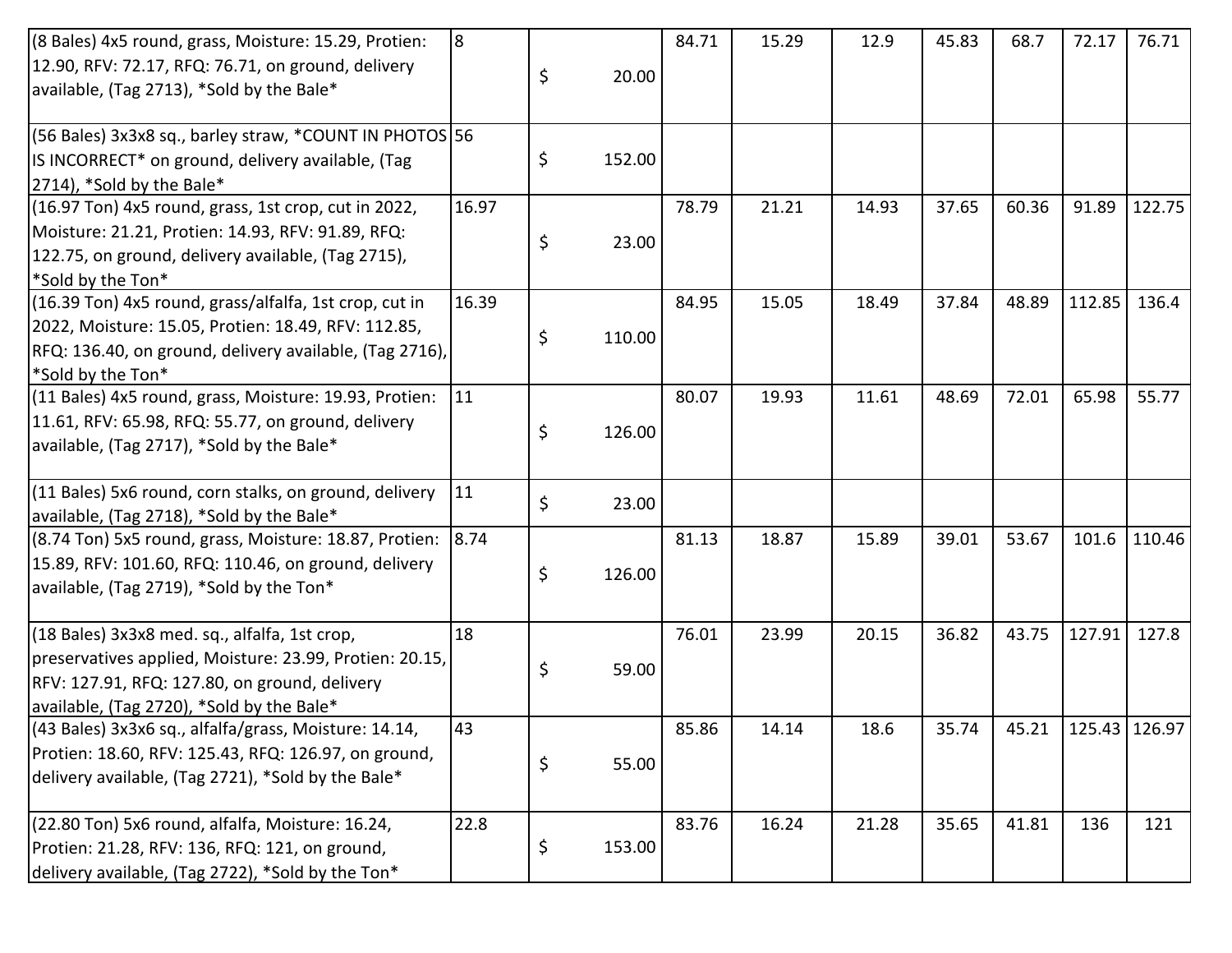| | | | | | | | | | |
|---|---|---|---|---|---|---|---|---|---|
| (8 Bales) 4x5 round, grass, Moisture: 15.29, Protien: 12.90, RFV: 72.17, RFQ: 76.71, on ground, delivery available, (Tag 2713), *Sold by the Bale* | 8 | $ 20.00 | 84.71 | 15.29 | 12.9 | 45.83 | 68.7 | 72.17 | 76.71 |
| (56 Bales) 3x3x8 sq., barley straw, *COUNT IN PHOTOS IS INCORRECT* on ground, delivery available, (Tag 2714), *Sold by the Bale* | 56 | $ 152.00 | | | | | | | |
| (16.97 Ton) 4x5 round, grass, 1st crop, cut in 2022, Moisture: 21.21, Protien: 14.93, RFV: 91.89, RFQ: 122.75, on ground, delivery available, (Tag 2715), *Sold by the Ton* | 16.97 | $ 23.00 | 78.79 | 21.21 | 14.93 | 37.65 | 60.36 | 91.89 | 122.75 |
| (16.39 Ton) 4x5 round, grass/alfalfa, 1st crop, cut in 2022, Moisture: 15.05, Protien: 18.49, RFV: 112.85, RFQ: 136.40, on ground, delivery available, (Tag 2716), *Sold by the Ton* | 16.39 | $ 110.00 | 84.95 | 15.05 | 18.49 | 37.84 | 48.89 | 112.85 | 136.4 |
| (11 Bales) 4x5 round, grass, Moisture: 19.93, Protien: 11.61, RFV: 65.98, RFQ: 55.77, on ground, delivery available, (Tag 2717), *Sold by the Bale* | 11 | $ 126.00 | 80.07 | 19.93 | 11.61 | 48.69 | 72.01 | 65.98 | 55.77 |
| (11 Bales) 5x6 round, corn stalks, on ground, delivery available, (Tag 2718), *Sold by the Bale* | 11 | $ 23.00 | | | | | | | |
| (8.74 Ton) 5x5 round, grass, Moisture: 18.87, Protien: 15.89, RFV: 101.60, RFQ: 110.46, on ground, delivery available, (Tag 2719), *Sold by the Ton* | 8.74 | $ 126.00 | 81.13 | 18.87 | 15.89 | 39.01 | 53.67 | 101.6 | 110.46 |
| (18 Bales) 3x3x8 med. sq., alfalfa, 1st crop, preservatives applied, Moisture: 23.99, Protien: 20.15, RFV: 127.91, RFQ: 127.80, on ground, delivery available, (Tag 2720), *Sold by the Bale* | 18 | $ 59.00 | 76.01 | 23.99 | 20.15 | 36.82 | 43.75 | 127.91 | 127.8 |
| (43 Bales) 3x3x6 sq., alfalfa/grass, Moisture: 14.14, Protien: 18.60, RFV: 125.43, RFQ: 126.97, on ground, delivery available, (Tag 2721), *Sold by the Bale* | 43 | $ 55.00 | 85.86 | 14.14 | 18.6 | 35.74 | 45.21 | 125.43 | 126.97 |
| (22.80 Ton) 5x6 round, alfalfa, Moisture: 16.24, Protien: 21.28, RFV: 136, RFQ: 121, on ground, delivery available, (Tag 2722), *Sold by the Ton* | 22.8 | $ 153.00 | 83.76 | 16.24 | 21.28 | 35.65 | 41.81 | 136 | 121 |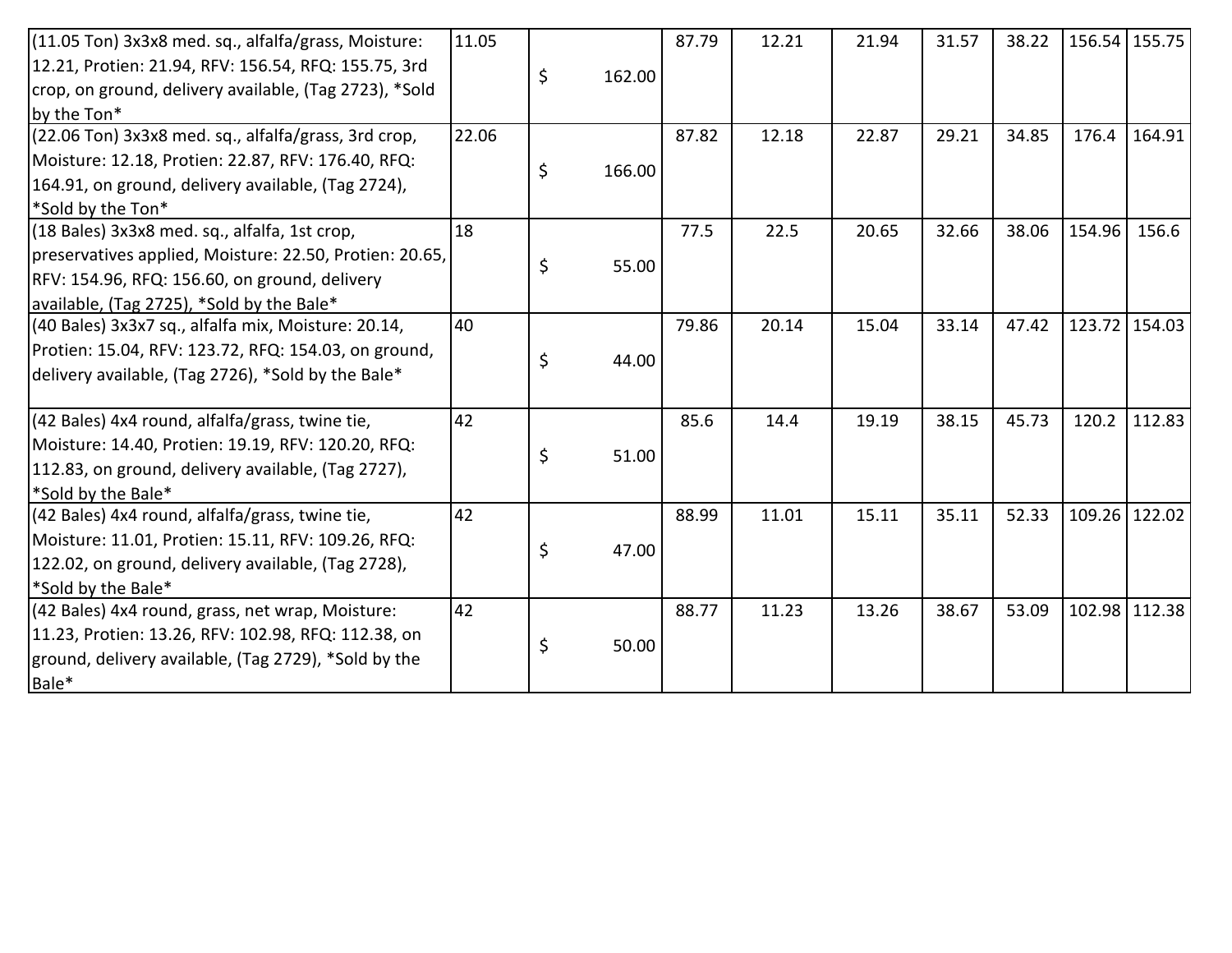| | | | | | | | | | | |
|---|---|---|---|---|---|---|---|---|---|---|
| (11.05 Ton) 3x3x8 med. sq., alfalfa/grass, Moisture: 12.21, Protien: 21.94, RFV: 156.54, RFQ: 155.75, 3rd crop, on ground, delivery available, (Tag 2723), *Sold by the Ton* | 11.05 | $ 162.00 | 87.79 | 12.21 | 21.94 | 31.57 | 38.22 | 156.54 | 155.75 |
| (22.06 Ton) 3x3x8 med. sq., alfalfa/grass, 3rd crop, Moisture: 12.18, Protien: 22.87, RFV: 176.40, RFQ: 164.91, on ground, delivery available, (Tag 2724), *Sold by the Ton* | 22.06 | $ 166.00 | 87.82 | 12.18 | 22.87 | 29.21 | 34.85 | 176.4 | 164.91 |
| (18 Bales) 3x3x8 med. sq., alfalfa, 1st crop, preservatives applied, Moisture: 22.50, Protien: 20.65, RFV: 154.96, RFQ: 156.60, on ground, delivery available, (Tag 2725), *Sold by the Bale* | 18 | $ 55.00 | 77.5 | 22.5 | 20.65 | 32.66 | 38.06 | 154.96 | 156.6 |
| (40 Bales) 3x3x7 sq., alfalfa mix, Moisture: 20.14, Protien: 15.04, RFV: 123.72, RFQ: 154.03, on ground, delivery available, (Tag 2726), *Sold by the Bale* | 40 | $ 44.00 | 79.86 | 20.14 | 15.04 | 33.14 | 47.42 | 123.72 | 154.03 |
| (42 Bales) 4x4 round, alfalfa/grass, twine tie, Moisture: 14.40, Protien: 19.19, RFV: 120.20, RFQ: 112.83, on ground, delivery available, (Tag 2727), *Sold by the Bale* | 42 | $ 51.00 | 85.6 | 14.4 | 19.19 | 38.15 | 45.73 | 120.2 | 112.83 |
| (42 Bales) 4x4 round, alfalfa/grass, twine tie, Moisture: 11.01, Protien: 15.11, RFV: 109.26, RFQ: 122.02, on ground, delivery available, (Tag 2728), *Sold by the Bale* | 42 | $ 47.00 | 88.99 | 11.01 | 15.11 | 35.11 | 52.33 | 109.26 | 122.02 |
| (42 Bales) 4x4 round, grass, net wrap, Moisture: 11.23, Protien: 13.26, RFV: 102.98, RFQ: 112.38, on ground, delivery available, (Tag 2729), *Sold by the Bale* | 42 | $ 50.00 | 88.77 | 11.23 | 13.26 | 38.67 | 53.09 | 102.98 | 112.38 |